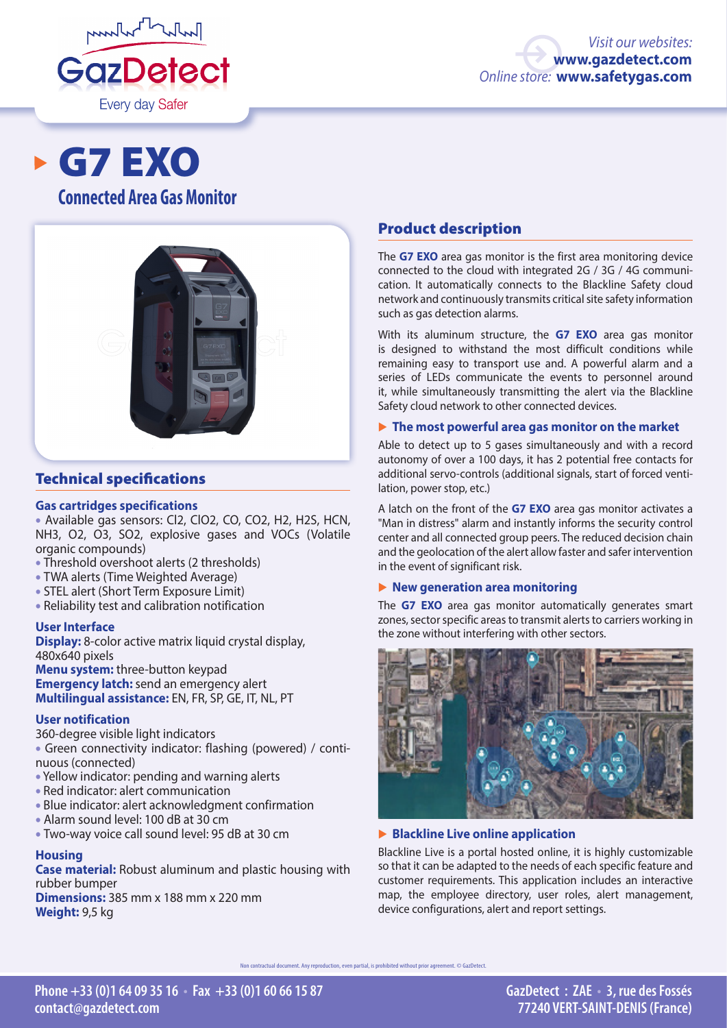# G7 EXO

## Connected Area Gas Monitor

## Technical specifications

### Gas cartridges specifications

- Available gas sensors: $Cl_2$, $ClO_2$, CO, $CO_2$, $H_2$, $H_2S$, HCN, $NH_3$, $O_2$, $O_3$, $SO_2$, explosive gases and VOCs (Volatile organic compounds)
- Threshold overshoot alerts (2 thresholds)
- TWA alerts (Time Weighted Average)
- STEL alert (Short Term Exposure Limit)
- Reliability test and calibration notification

### User Interface

**Display:** 8-color active matrix liquid crystal display, 480x640 pixels
**Menu system:** three-button keypad
**Emergency latch:** send an emergency alert
**Multilingual assistance:** EN, FR, SP, GE, IT, NL, PT

### User notification

360-degree visible light indicators

- Green connectivity indicator: flashing (powered) / continuous (connected)
- Yellow indicator: pending and warning alerts
- Red indicator: alert communication
- Blue indicator: alert acknowledgment confirmation
- Alarm sound level: 100 dB at 30 cm
- Two-way voice call sound level: 95 dB at 30 cm

### Housing

**Case material:** Robust aluminum and plastic housing with rubber bumper
**Dimensions:** 385 mm x 188 mm x 220 mm
**Weight:** 9,5 kg

## Product description

The **G7 EXO** area gas monitor is the first area monitoring device connected to the cloud with integrated 2G / 3G / 4G communication. It automatically connects to the Blackline Safety cloud network and continuously transmits critical site safety information such as gas detection alarms.

With its aluminum structure, the **G7 EXO** area gas monitor is designed to withstand the most difficult conditions while remaining easy to transport use and. A powerful alarm and a series of LEDs communicate the events to personnel around it, while simultaneously transmitting the alert via the Blackline Safety cloud network to other connected devices.

### The most powerful area gas monitor on the market

Able to detect up to 5 gases simultaneously and with a record autonomy of over a 100 days, it has 2 potential free contacts for additional servo-controls (additional signals, start of forced ventilation, power stop, etc.)

A latch on the front of the **G7 EXO** area gas monitor activates a "Man in distress" alarm and instantly informs the security control center and all connected group peers. The reduced decision chain and the geolocation of the alert allow faster and safer intervention in the event of significant risk.

### New generation area monitoring

The **G7 EXO** area gas monitor automatically generates smart zones, sector specific areas to transmit alerts to carriers working in the zone without interfering with other sectors.

### Blackline Live online application

Blackline Live is a portal hosted online, it is highly customizable so that it can be adapted to the needs of each specific feature and customer requirements. This application includes an interactive map, the employee directory, user roles, alert management, device configurations, alert and report settings.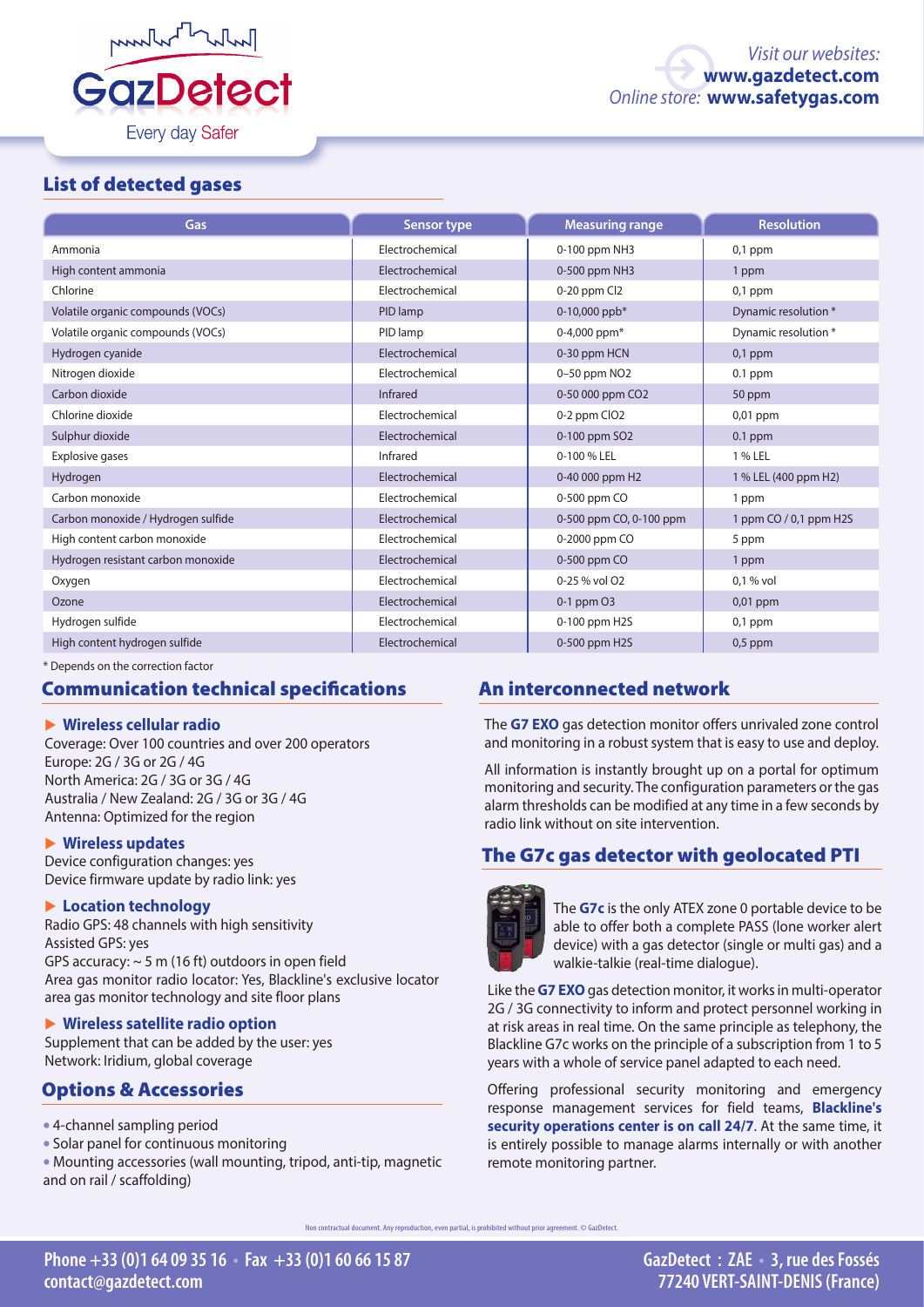## List of detected gases

| Gas | Sensor type | Measuring range | Resolution |
|---|---|---|---|
| Ammonia | Electrochemical | 0-100 ppm NH3 | 0,1 ppm |
| High content ammonia | Electrochemical | 0-500 ppm NH3 | 1 ppm |
| Chlorine | Electrochemical | 0-20 ppm Cl2 | 0,1 ppm |
| Volatile organic compounds (VOCs) | PID lamp | 0-10,000 ppb* | Dynamic resolution * |
| Volatile organic compounds (VOCs) | PID lamp | 0-4,000 ppm* | Dynamic resolution * |
| Hydrogen cyanide | Electrochemical | 0-30 ppm HCN | 0,1 ppm |
| Nitrogen dioxide | Electrochemical | 0–50 ppm NO2 | 0.1 ppm |
| Carbon dioxide | Infrared | 0-50 000 ppm CO2 | 50 ppm |
| Chlorine dioxide | Electrochemical | 0-2 ppm ClO2 | 0,01 ppm |
| Sulphur dioxide | Electrochemical | 0-100 ppm SO2 | 0.1 ppm |
| Explosive gases | Infrared | 0-100 % LEL | 1 % LEL |
| Hydrogen | Electrochemical | 0-40 000 ppm H2 | 1 % LEL (400 ppm H2) |
| Carbon monoxide | Electrochemical | 0-500 ppm CO | 1 ppm |
| Carbon monoxide / Hydrogen sulfide | Electrochemical | 0-500 ppm CO, 0-100 ppm | 1 ppm CO / 0,1 ppm H2S |
| High content carbon monoxide | Electrochemical | 0-2000 ppm CO | 5 ppm |
| Hydrogen resistant carbon monoxide | Electrochemical | 0-500 ppm CO | 1 ppm |
| Oxygen | Electrochemical | 0-25 % vol O2 | 0,1 % vol |
| Ozone | Electrochemical | 0-1 ppm O3 | 0,01 ppm |
| Hydrogen sulfide | Electrochemical | 0-100 ppm H2S | 0,1 ppm |
| High content hydrogen sulfide | Electrochemical | 0-500 ppm H2S | 0,5 ppm |

* Depends on the correction factor

## Communication technical specifications

### ▶ Wireless cellular radio

Coverage: Over 100 countries and over 200 operators
Europe: 2G / 3G or 2G / 4G
North America: 2G / 3G or 3G / 4G
Australia / New Zealand: 2G / 3G or 3G / 4G
Antenna: Optimized for the region

### ▶ Wireless updates

Device configuration changes: yes
Device firmware update by radio link: yes

### ▶ Location technology

Radio GPS: 48 channels with high sensitivity
Assisted GPS: yes
GPS accuracy: ~ 5 m (16 ft) outdoors in open field
Area gas monitor radio locator: Yes, Blackline's exclusive locator area gas monitor technology and site floor plans

### ▶ Wireless satellite radio option

Supplement that can be added by the user: yes
Network: Iridium, global coverage

## Options & Accessories

- 4-channel sampling period
- Solar panel for continuous monitoring
- Mounting accessories (wall mounting, tripod, anti-tip, magnetic and on rail / scaffolding)

## An interconnected network

The **G7 EXO** gas detection monitor offers unrivaled zone control and monitoring in a robust system that is easy to use and deploy.

All information is instantly brought up on a portal for optimum monitoring and security. The configuration parameters or the gas alarm thresholds can be modified at any time in a few seconds by radio link without on site intervention.

## The G7c gas detector with geolocated PTI

The **G7c** is the only ATEX zone 0 portable device to be able to offer both a complete PASS (lone worker alert device) with a gas detector (single or multi gas) and a walkie-talkie (real-time dialogue).

Like the **G7 EXO** gas detection monitor, it works in multi-operator 2G / 3G connectivity to inform and protect personnel working in at risk areas in real time. On the same principle as telephony, the Blackline G7c works on the principle of a subscription from 1 to 5 years with a whole of service panel adapted to each need.

Offering professional security monitoring and emergency response management services for field teams, **Blackline's security operations center is on call 24/7**. At the same time, it is entirely possible to manage alarms internally or with another remote monitoring partner.

Non contractual document. Any reproduction, even partial, is prohibited without prior agreement. © GazDetect.

**Phone +33 (0)1 64 09 35 16 • Fax +33 (0)1 60 66 15 87**
**contact@gazdetect.com**

**GazDetect : ZAE • 3, rue des Fossés**
**77240 VERT-SAINT-DENIS (France)**